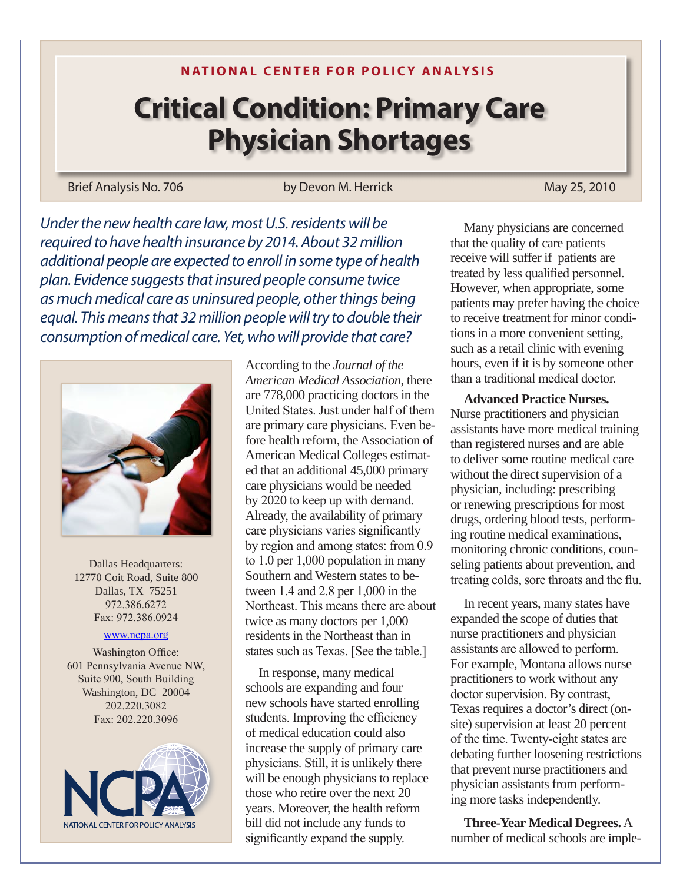NATIONAL CENTER FOR POLICY ANALYSIS

# Critical Condition: Primary Care Physician Shortages

Brief Analysis No. 706 | by Devon M. Herrick | May 25, 2010

*Under the new health care law, most U.S. residents will be required to have health insurance by 2014. About 32 million additional people are expected to enroll in some type of health plan. Evidence suggests that insured people consume twice as much medical care as uninsured people, other things being equal. This means that 32 million people will try to double their consumption of medical care. Yet, who will provide that care?*

According to the *Journal of the American Medical Association*, there are 778,000 practicing doctors in the United States. Just under half of them are primary care physicians. Even before health reform, the Association of American Medical Colleges estimated that an additional 45,000 primary care physicians would be needed by 2020 to keep up with demand. Already, the availability of primary care physicians varies significantly by region and among states: from 0.9 to 1.0 per 1,000 population in many Southern and Western states to between 1.4 and 2.8 per 1,000 in the Northeast. This means there are about twice as many doctors per 1,000 residents in the Northeast than in states such as Texas. [See the table.]

In response, many medical schools are expanding and four new schools have started enrolling students. Improving the efficiency of medical education could also increase the supply of primary care physicians. Still, it is unlikely there will be enough physicians to replace those who retire over the next 20 years. Moreover, the health reform bill did not include any funds to significantly expand the supply.

Many physicians are concerned that the quality of care patients receive will suffer if patients are treated by less qualified personnel. However, when appropriate, some patients may prefer having the choice to receive treatment for minor conditions in a more convenient setting, such as a retail clinic with evening hours, even if it is by someone other than a traditional medical doctor.

**Advanced Practice Nurses.** Nurse practitioners and physician assistants have more medical training than registered nurses and are able to deliver some routine medical care without the direct supervision of a physician, including: prescribing or renewing prescriptions for most drugs, ordering blood tests, performing routine medical examinations, monitoring chronic conditions, counseling patients about prevention, and treating colds, sore throats and the flu.

In recent years, many states have expanded the scope of duties that nurse practitioners and physician assistants are allowed to perform. For example, Montana allows nurse practitioners to work without any doctor supervision. By contrast, Texas requires a doctor's direct (on-site) supervision at least 20 percent of the time. Twenty-eight states are debating further loosening restrictions that prevent nurse practitioners and physician assistants from performing more tasks independently.

**Three-Year Medical Degrees.** A number of medical schools are imple-

Dallas Headquarters:
12770 Coit Road, Suite 800
Dallas, TX 75251
972.386.6272
Fax: 972.386.0924

www.ncpa.org

Washington Office:
601 Pennsylvania Avenue NW,
Suite 900, South Building
Washington, DC 20004
202.220.3082
Fax: 202.220.3096

NCPA
NATIONAL CENTER FOR POLICY ANALYSIS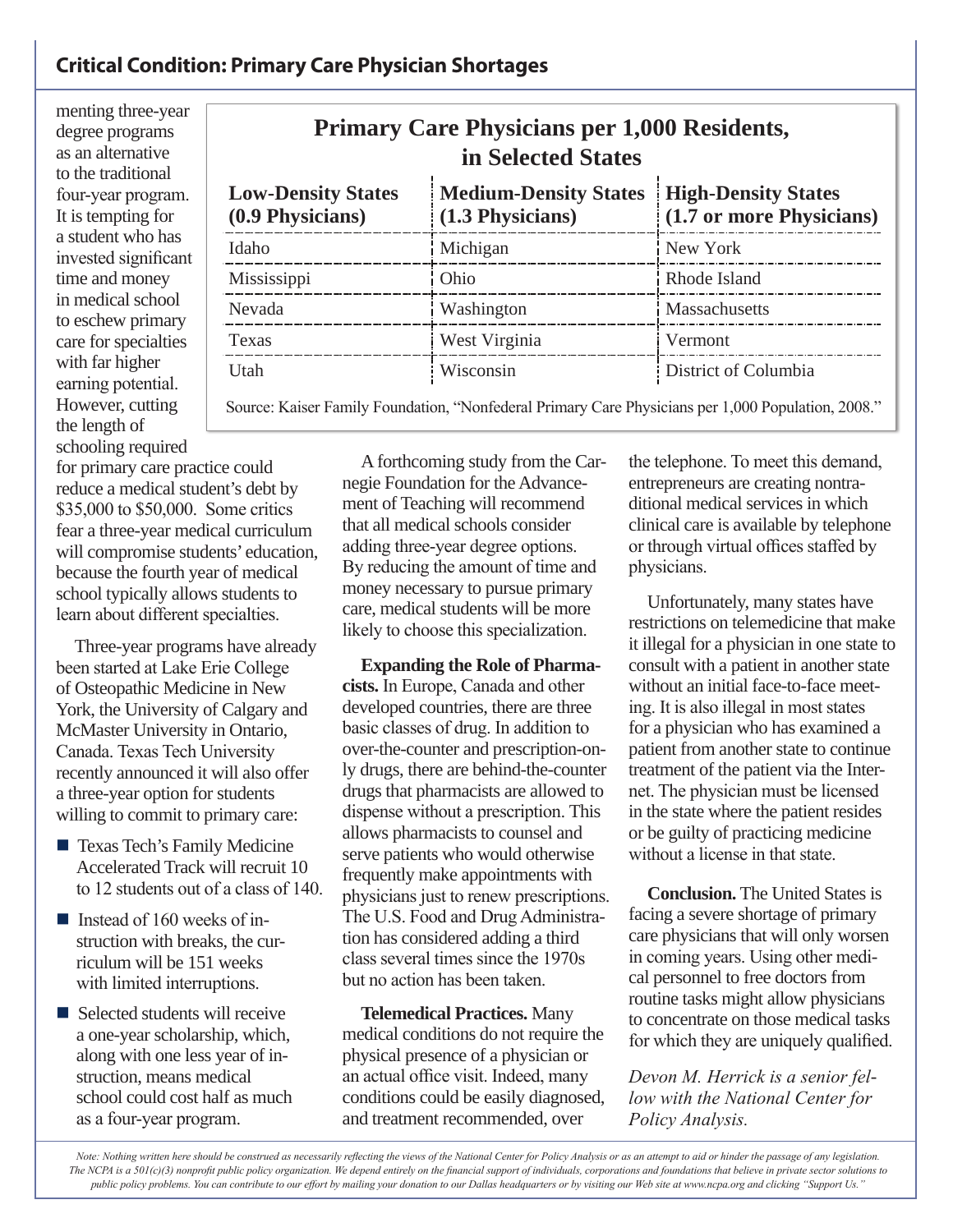menting three-year degree programs as an alternative to the traditional four-year program. It is tempting for a student who has invested significant time and money in medical school to eschew primary care for specialties with far higher earning potential. However, cutting the length of schooling required for primary care practice could reduce a medical student's debt by $35,000 to $50,000. Some critics fear a three-year medical curriculum will compromise students' education, because the fourth year of medical school typically allows students to learn about different specialties.

**Primary Care Physicians per 1,000 Residents, in Selected States**

| Low-Density States (0.9 Physicians) | Medium-Density States (1.3 Physicians) | High-Density States (1.7 or more Physicians) |
|---|---|---|
| Idaho | Michigan | New York |
| Mississippi | Ohio | Rhode Island |
| Nevada | Washington | Massachusetts |
| Texas | West Virginia | Vermont |
| Utah | Wisconsin | District of Columbia |

Source: Kaiser Family Foundation, "Nonfederal Primary Care Physicians per 1,000 Population, 2008."

Three-year programs have already been started at Lake Erie College of Osteopathic Medicine in New York, the University of Calgary and McMaster University in Ontario, Canada. Texas Tech University recently announced it will also offer a three-year option for students willing to commit to primary care:

- Texas Tech's Family Medicine Accelerated Track will recruit 10 to 12 students out of a class of 140.
- Instead of 160 weeks of instruction with breaks, the curriculum will be 151 weeks with limited interruptions.
- Selected students will receive a one-year scholarship, which, along with one less year of instruction, means medical school could cost half as much as a four-year program.

A forthcoming study from the Carnegie Foundation for the Advancement of Teaching will recommend that all medical schools consider adding three-year degree options. By reducing the amount of time and money necessary to pursue primary care, medical students will be more likely to choose this specialization.

**Expanding the Role of Pharmacists.** In Europe, Canada and other developed countries, there are three basic classes of drug. In addition to over-the-counter and prescription-only drugs, there are behind-the-counter drugs that pharmacists are allowed to dispense without a prescription. This allows pharmacists to counsel and serve patients who would otherwise frequently make appointments with physicians just to renew prescriptions. The U.S. Food and Drug Administration has considered adding a third class several times since the 1970s but no action has been taken.

**Telemedical Practices.** Many medical conditions do not require the physical presence of a physician or an actual office visit. Indeed, many conditions could be easily diagnosed, and treatment recommended, over the telephone. To meet this demand, entrepreneurs are creating nontraditional medical services in which clinical care is available by telephone or through virtual offices staffed by physicians.

Unfortunately, many states have restrictions on telemedicine that make it illegal for a physician in one state to consult with a patient in another state without an initial face-to-face meeting. It is also illegal in most states for a physician who has examined a patient from another state to continue treatment of the patient via the Internet. The physician must be licensed in the state where the patient resides or be guilty of practicing medicine without a license in that state.

**Conclusion.** The United States is facing a severe shortage of primary care physicians that will only worsen in coming years. Using other medical personnel to free doctors from routine tasks might allow physicians to concentrate on those medical tasks for which they are uniquely qualified.

*Devon M. Herrick is a senior fellow with the National Center for Policy Analysis.*

*Note: Nothing written here should be construed as necessarily reflecting the views of the National Center for Policy Analysis or as an attempt to aid or hinder the passage of any legislation. The NCPA is a 501(c)(3) nonprofit public policy organization. We depend entirely on the financial support of individuals, corporations and foundations that believe in private sector solutions to public policy problems. You can contribute to our effort by mailing your donation to our Dallas headquarters or by visiting our Web site at www.ncpa.org and clicking "Support Us."*